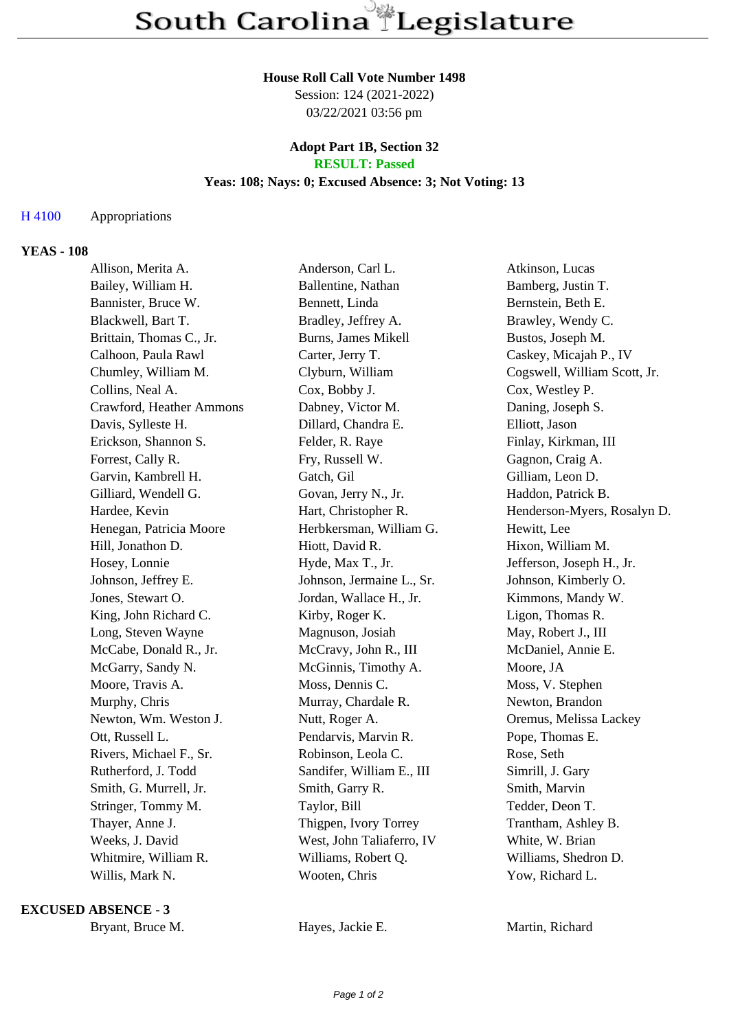# South Carolina Legislature

**House Roll Call Vote Number 1498**
Session: 124 (2021-2022)
03/22/2021 03:56 pm

**Adopt Part 1B, Section 32**
**RESULT: Passed**
**Yeas: 108; Nays: 0; Excused Absence: 3; Not Voting: 13**

H 4100 Appropriations

## YEAS - 108

| | | |
|---|---|---|
| Allison, Merita A. | Anderson, Carl L. | Atkinson, Lucas |
| Bailey, William H. | Ballentine, Nathan | Bamberg, Justin T. |
| Bannister, Bruce W. | Bennett, Linda | Bernstein, Beth E. |
| Blackwell, Bart T. | Bradley, Jeffrey A. | Brawley, Wendy C. |
| Brittain, Thomas C., Jr. | Burns, James Mikell | Bustos, Joseph M. |
| Calhoon, Paula Rawl | Carter, Jerry T. | Caskey, Micajah P., IV |
| Chumley, William M. | Clyburn, William | Cogswell, William Scott, Jr. |
| Collins, Neal A. | Cox, Bobby J. | Cox, Westley P. |
| Crawford, Heather Ammons | Dabney, Victor M. | Daning, Joseph S. |
| Davis, Sylleste H. | Dillard, Chandra E. | Elliott, Jason |
| Erickson, Shannon S. | Felder, R. Raye | Finlay, Kirkman, III |
| Forrest, Cally R. | Fry, Russell W. | Gagnon, Craig A. |
| Garvin, Kambrell H. | Gatch, Gil | Gilliam, Leon D. |
| Gilliard, Wendell G. | Govan, Jerry N., Jr. | Haddon, Patrick B. |
| Hardee, Kevin | Hart, Christopher R. | Henderson-Myers, Rosalyn D. |
| Henegan, Patricia Moore | Herbkersman, William G. | Hewitt, Lee |
| Hill, Jonathon D. | Hiott, David R. | Hixon, William M. |
| Hosey, Lonnie | Hyde, Max T., Jr. | Jefferson, Joseph H., Jr. |
| Johnson, Jeffrey E. | Johnson, Jermaine L., Sr. | Johnson, Kimberly O. |
| Jones, Stewart O. | Jordan, Wallace H., Jr. | Kimmons, Mandy W. |
| King, John Richard C. | Kirby, Roger K. | Ligon, Thomas R. |
| Long, Steven Wayne | Magnuson, Josiah | May, Robert J., III |
| McCabe, Donald R., Jr. | McCravy, John R., III | McDaniel, Annie E. |
| McGarry, Sandy N. | McGinnis, Timothy A. | Moore, JA |
| Moore, Travis A. | Moss, Dennis C. | Moss, V. Stephen |
| Murphy, Chris | Murray, Chardale R. | Newton, Brandon |
| Newton, Wm. Weston J. | Nutt, Roger A. | Oremus, Melissa Lackey |
| Ott, Russell L. | Pendarvis, Marvin R. | Pope, Thomas E. |
| Rivers, Michael F., Sr. | Robinson, Leola C. | Rose, Seth |
| Rutherford, J. Todd | Sandifer, William E., III | Simrill, J. Gary |
| Smith, G. Murrell, Jr. | Smith, Garry R. | Smith, Marvin |
| Stringer, Tommy M. | Taylor, Bill | Tedder, Deon T. |
| Thayer, Anne J. | Thigpen, Ivory Torrey | Trantham, Ashley B. |
| Weeks, J. David | West, John Taliaferro, IV | White, W. Brian |
| Whitmire, William R. | Williams, Robert Q. | Williams, Shedron D. |
| Willis, Mark N. | Wooten, Chris | Yow, Richard L. |

## EXCUSED ABSENCE - 3

| | | |
|---|---|---|
| Bryant, Bruce M. | Hayes, Jackie E. | Martin, Richard |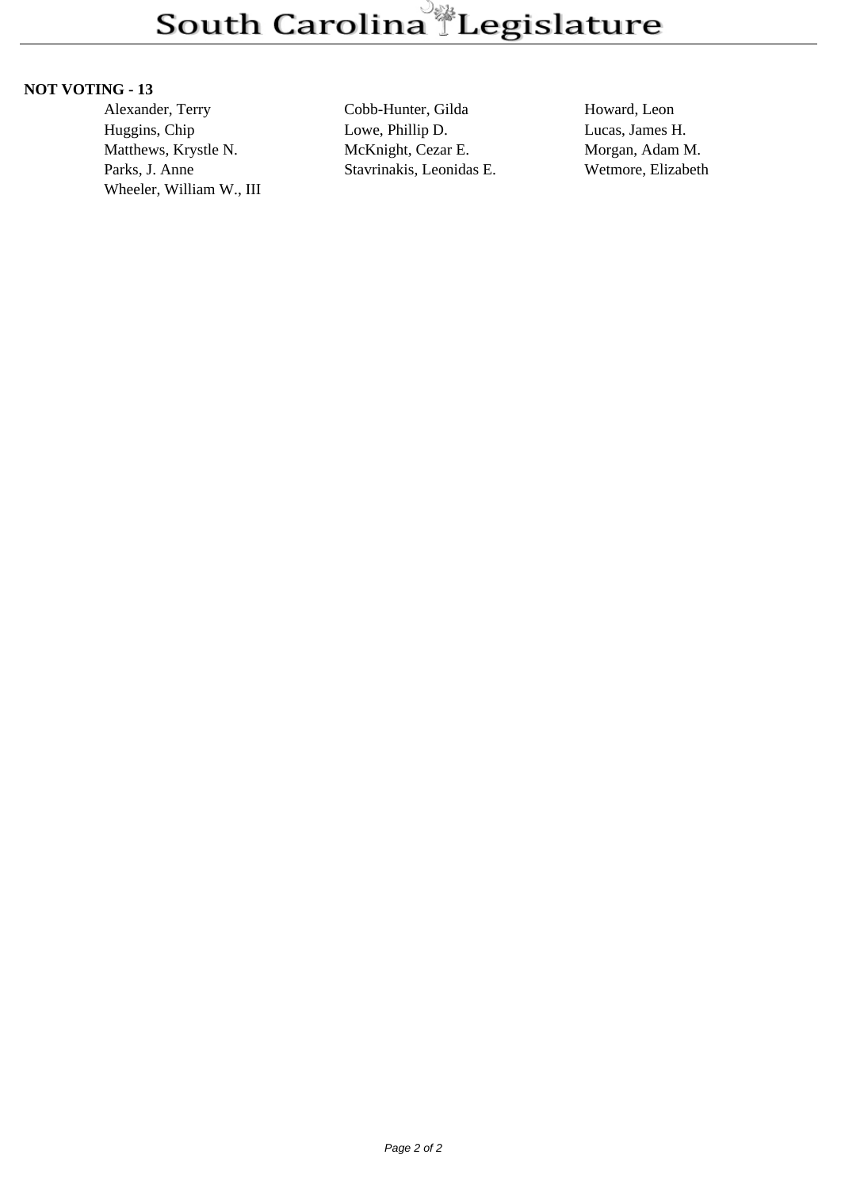**NOT VOTING - 13**

| | | |
|---|---|---|
| Alexander, Terry | Cobb-Hunter, Gilda | Howard, Leon |
| Huggins, Chip | Lowe, Phillip D. | Lucas, James H. |
| Matthews, Krystle N. | McKnight, Cezar E. | Morgan, Adam M. |
| Parks, J. Anne | Stavrinakis, Leonidas E. | Wetmore, Elizabeth |
| Wheeler, William W., III | | |